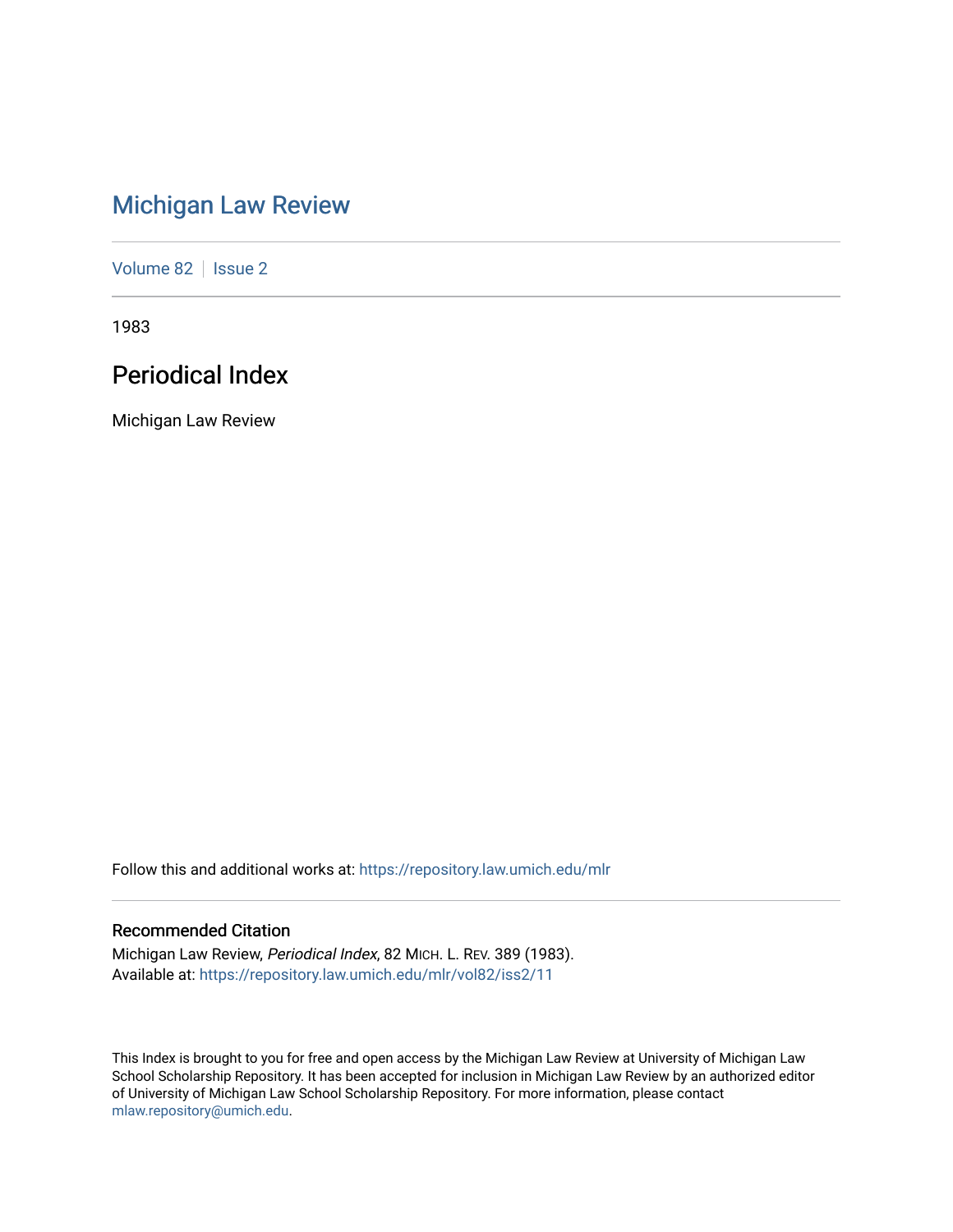# Michigan Law Review

Volume 82 | Issue 2

1983

## Periodical Index

Michigan Law Review

Follow this and additional works at: https://repository.law.umich.edu/mlr

### Recommended Citation

Michigan Law Review, *Periodical Index*, 82 MICH. L. REV. 389 (1983).
Available at: https://repository.law.umich.edu/mlr/vol82/iss2/11

This Index is brought to you for free and open access by the Michigan Law Review at University of Michigan Law School Scholarship Repository. It has been accepted for inclusion in Michigan Law Review by an authorized editor of University of Michigan Law School Scholarship Repository. For more information, please contact mlaw.repository@umich.edu.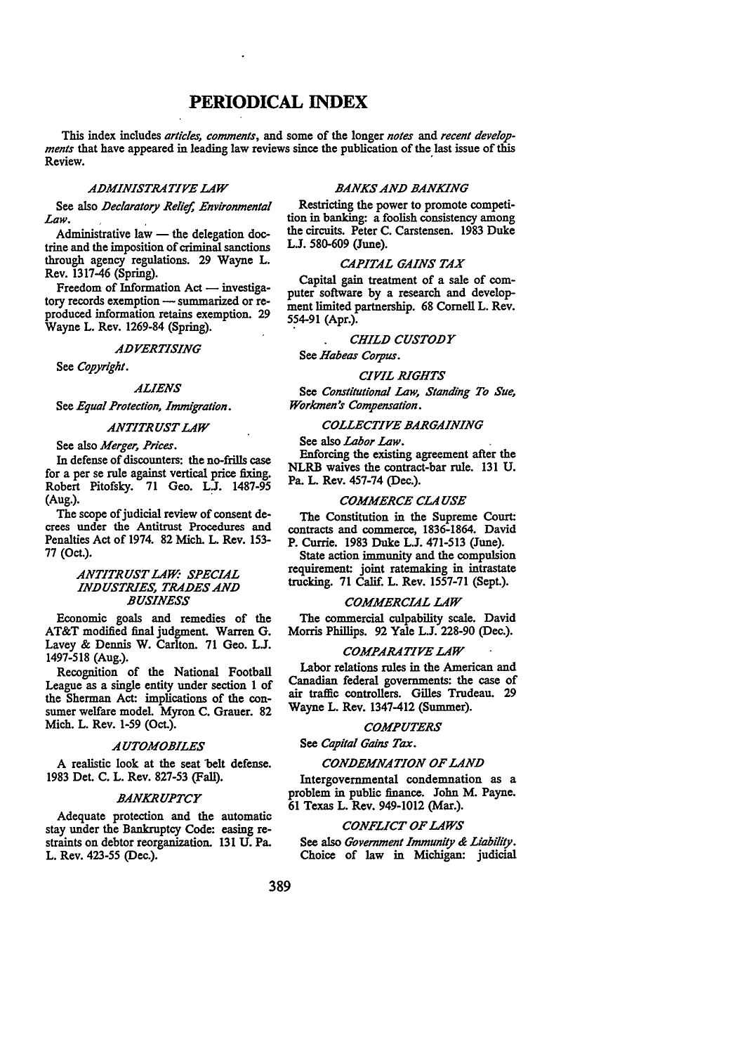# PERIODICAL INDEX

This index includes *articles, comments*, and some of the longer *notes* and *recent developments* that have appeared in leading law reviews since the publication of the last issue of this Review.

### *ADMINISTRATIVE LAW*

See also *Declaratory Relief, Environmental Law.*

Administrative law — the delegation doctrine and the imposition of criminal sanctions through agency regulations. 29 Wayne L. Rev. 1317-46 (Spring).

Freedom of Information Act — investigatory records exemption — summarized or reproduced information retains exemption. 29 Wayne L. Rev. 1269-84 (Spring).

### *ADVERTISING*

See *Copyright.*

### *ALIENS*

See *Equal Protection, Immigration.*

### *ANTITRUST LAW*

See also *Merger, Prices.*

In defense of discounters: the no-frills case for a per se rule against vertical price fixing. Robert Pitofsky. 71 Geo. L.J. 1487-95 (Aug.).

The scope of judicial review of consent decrees under the Antitrust Procedures and Penalties Act of 1974. 82 Mich. L. Rev. 153-77 (Oct.).

### *ANTITRUST LAW: SPECIAL INDUSTRIES, TRADES AND BUSINESS*

Economic goals and remedies of the AT&T modified final judgment. Warren G. Lavey & Dennis W. Carlton. 71 Geo. L.J. 1497-518 (Aug.).

Recognition of the National Football League as a single entity under section 1 of the Sherman Act: implications of the consumer welfare model. Myron C. Grauer. 82 Mich. L. Rev. 1-59 (Oct.).

### *AUTOMOBILES*

A realistic look at the seat belt defense. 1983 Det. C. L. Rev. 827-53 (Fall).

### *BANKRUPTCY*

Adequate protection and the automatic stay under the Bankruptcy Code: easing restraints on debtor reorganization. 131 U. Pa. L. Rev. 423-55 (Dec.).

### *BANKS AND BANKING*

Restricting the power to promote competition in banking: a foolish consistency among the circuits. Peter C. Carstensen. 1983 Duke L.J. 580-609 (June).

### *CAPITAL GAINS TAX*

Capital gain treatment of a sale of computer software by a research and development limited partnership. 68 Cornell L. Rev. 554-91 (Apr.).

### *CHILD CUSTODY*

See *Habeas Corpus.*

### *CIVIL RIGHTS*

See *Constitutional Law, Standing To Sue, Workmen's Compensation.*

### *COLLECTIVE BARGAINING*

See also *Labor Law.*

Enforcing the existing agreement after the NLRB waives the contract-bar rule. 131 U. Pa. L. Rev. 457-74 (Dec.).

### *COMMERCE CLAUSE*

The Constitution in the Supreme Court: contracts and commerce, 1836-1864. David P. Currie. 1983 Duke L.J. 471-513 (June).

State action immunity and the compulsion requirement: joint ratemaking in intrastate trucking. 71 Calif. L. Rev. 1557-71 (Sept.).

### *COMMERCIAL LAW*

The commercial culpability scale. David Morris Phillips. 92 Yale L.J. 228-90 (Dec.).

### *COMPARATIVE LAW*

Labor relations rules in the American and Canadian federal governments: the case of air traffic controllers. Gilles Trudeau. 29 Wayne L. Rev. 1347-412 (Summer).

### *COMPUTERS*

See *Capital Gains Tax.*

### *CONDEMNATION OF LAND*

Intergovernmental condemnation as a problem in public finance. John M. Payne. 61 Texas L. Rev. 949-1012 (Mar.).

### *CONFLICT OF LAWS*

See also *Government Immunity & Liability.*

Choice of law in Michigan: judicial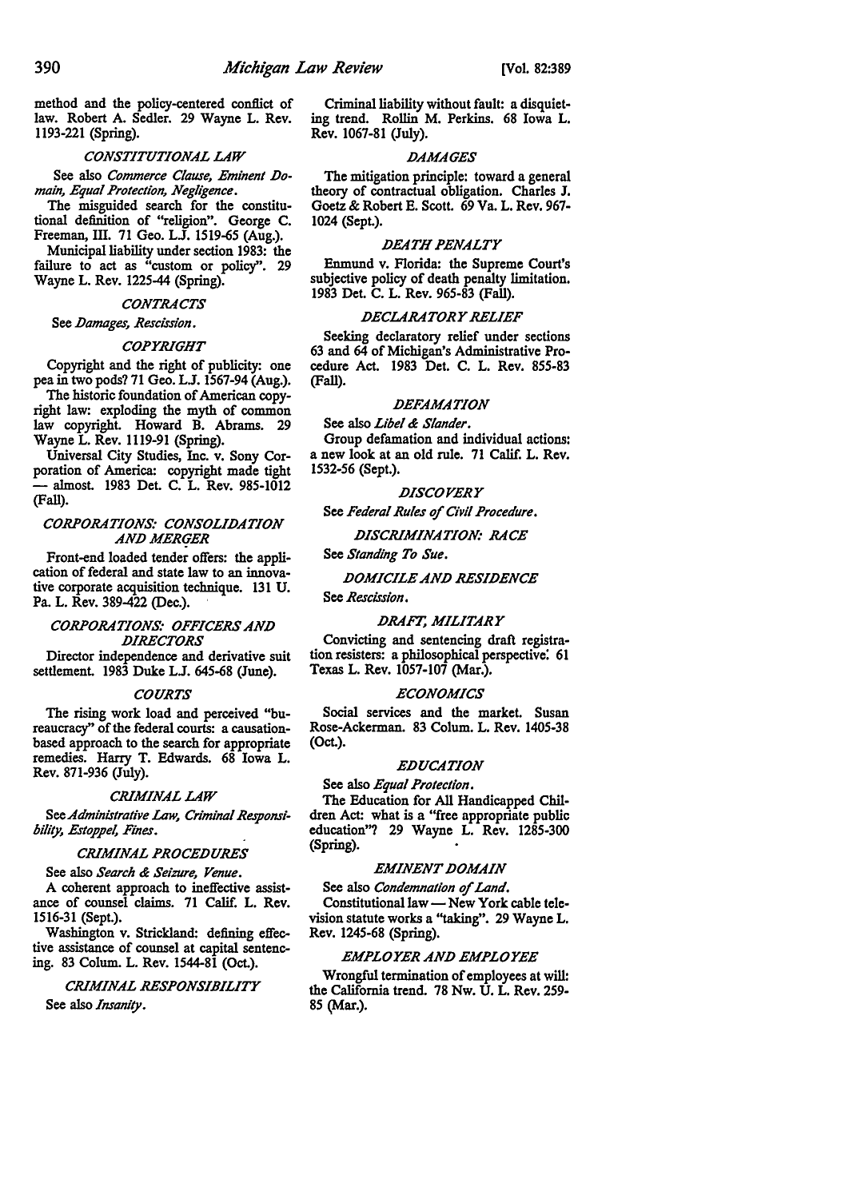method and the policy-centered conflict of law. Robert A. Sedler. 29 Wayne L. Rev. 1193-221 (Spring).

### *CONSTITUTIONAL LAW*

See also *Commerce Clause, Eminent Domain, Equal Protection, Negligence*.

The misguided search for the constitutional definition of "religion". George C. Freeman, III. 71 Geo. L.J. 1519-65 (Aug.).

Municipal liability under section 1983: the failure to act as "custom or policy". 29 Wayne L. Rev. 1225-44 (Spring).

### *CONTRACTS*

See *Damages, Rescission*.

### *COPYRIGHT*

Copyright and the right of publicity: one pea in two pods? 71 Geo. L.J. 1567-94 (Aug.).

The historic foundation of American copyright law: exploding the myth of common law copyright. Howard B. Abrams. 29 Wayne L. Rev. 1119-91 (Spring).

Universal City Studies, Inc. v. Sony Corporation of America: copyright made tight — almost. 1983 Det. C. L. Rev. 985-1012 (Fall).

### *CORPORATIONS: CONSOLIDATION AND MERGER*

Front-end loaded tender offers: the application of federal and state law to an innovative corporate acquisition technique. 131 U. Pa. L. Rev. 389-422 (Dec.).

### *CORPORATIONS: OFFICERS AND DIRECTORS*

Director independence and derivative suit settlement. 1983 Duke L.J. 645-68 (June).

### *COURTS*

The rising work load and perceived "bureaucracy" of the federal courts: a causation-based approach to the search for appropriate remedies. Harry T. Edwards. 68 Iowa L. Rev. 871-936 (July).

### *CRIMINAL LAW*

See *Administrative Law, Criminal Responsibility, Estoppel, Fines*.

### *CRIMINAL PROCEDURES*

See also *Search & Seizure, Venue*.

A coherent approach to ineffective assistance of counsel claims. 71 Calif. L. Rev. 1516-31 (Sept.).

Washington v. Strickland: defining effective assistance of counsel at capital sentencing. 83 Colum. L. Rev. 1544-81 (Oct.).

### *CRIMINAL RESPONSIBILITY*

See also *Insanity*.

Criminal liability without fault: a disquieting trend. Rollin M. Perkins. 68 Iowa L. Rev. 1067-81 (July).

### *DAMAGES*

The mitigation principle: toward a general theory of contractual obligation. Charles J. Goetz & Robert E. Scott. 69 Va. L. Rev. 967-1024 (Sept.).

### *DEATH PENALTY*

Enmund v. Florida: the Supreme Court's subjective policy of death penalty limitation. 1983 Det. C. L. Rev. 965-83 (Fall).

### *DECLARATORY RELIEF*

Seeking declaratory relief under sections 63 and 64 of Michigan's Administrative Procedure Act. 1983 Det. C. L. Rev. 855-83 (Fall).

### *DEFAMATION*

See also *Libel & Slander*.

Group defamation and individual actions: a new look at an old rule. 71 Calif. L. Rev. 1532-56 (Sept.).

### *DISCOVERY*

See *Federal Rules of Civil Procedure*.

### *DISCRIMINATION: RACE*

See *Standing To Sue*.

### *DOMICILE AND RESIDENCE*

See *Rescission*.

### *DRAFT, MILITARY*

Convicting and sentencing draft registration resisters: a philosophical perspective. 61 Texas L. Rev. 1057-107 (Mar.).

### *ECONOMICS*

Social services and the market. Susan Rose-Ackerman. 83 Colum. L. Rev. 1405-38 (Oct.).

### *EDUCATION*

See also *Equal Protection*.

The Education for All Handicapped Children Act: what is a "free appropriate public education"? 29 Wayne L. Rev. 1285-300 (Spring).

### *EMINENT DOMAIN*

See also *Condemnation of Land*.

Constitutional law — New York cable television statute works a "taking". 29 Wayne L. Rev. 1245-68 (Spring).

### *EMPLOYER AND EMPLOYEE*

Wrongful termination of employees at will: the California trend. 78 Nw. U. L. Rev. 259-85 (Mar.).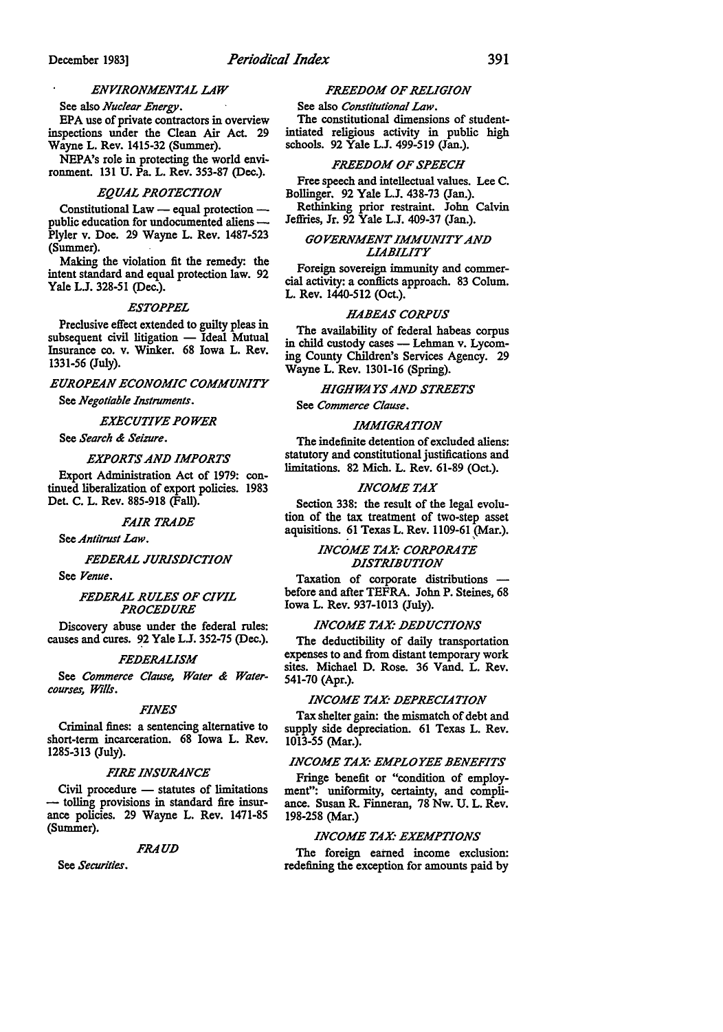### *ENVIRONMENTAL LAW*

See also *Nuclear Energy*.

EPA use of private contractors in overview inspections under the Clean Air Act. 29 Wayne L. Rev. 1415-32 (Summer).

NEPA's role in protecting the world environment. 131 U. Pa. L. Rev. 353-87 (Dec.).

### *EQUAL PROTECTION*

Constitutional Law — equal protection — public education for undocumented aliens — Plyler v. Doe. 29 Wayne L. Rev. 1487-523 (Summer).

Making the violation fit the remedy: the intent standard and equal protection law. 92 Yale L.J. 328-51 (Dec.).

### *ESTOPPEL*

Preclusive effect extended to guilty pleas in subsequent civil litigation — Ideal Mutual Insurance co. v. Winker. 68 Iowa L. Rev. 1331-56 (July).

### *EUROPEAN ECONOMIC COMMUNITY*

See *Negotiable Instruments*.

### *EXECUTIVE POWER*

See *Search & Seizure*.

### *EXPORTS AND IMPORTS*

Export Administration Act of 1979: continued liberalization of export policies. 1983 Det. C. L. Rev. 885-918 (Fall).

### *FAIR TRADE*

See *Antitrust Law*.

### *FEDERAL JURISDICTION*

See *Venue*.

### *FEDERAL RULES OF CIVIL PROCEDURE*

Discovery abuse under the federal rules: causes and cures. 92 Yale L.J. 352-75 (Dec.).

### *FEDERALISM*

See *Commerce Clause, Water & Watercourses, Wills*.

### *FINES*

Criminal fines: a sentencing alternative to short-term incarceration. 68 Iowa L. Rev. 1285-313 (July).

### *FIRE INSURANCE*

Civil procedure — statutes of limitations — tolling provisions in standard fire insurance policies. 29 Wayne L. Rev. 1471-85 (Summer).

### *FRAUD*

See *Securities*.

### *FREEDOM OF RELIGION*

See also *Constitutional Law*.

The constitutional dimensions of student-intiated religious activity in public high schools. 92 Yale L.J. 499-519 (Jan.).

### *FREEDOM OF SPEECH*

Free speech and intellectual values. Lee C. Bollinger. 92 Yale L.J. 438-73 (Jan.).

Rethinking prior restraint. John Calvin Jeffries, Jr. 92 Yale L.J. 409-37 (Jan.).

### *GOVERNMENT IMMUNITY AND LIABILITY*

Foreign sovereign immunity and commercial activity: a conflicts approach. 83 Colum. L. Rev. 1440-512 (Oct.).

### *HABEAS CORPUS*

The availability of federal habeas corpus in child custody cases — Lehman v. Lycoming County Children's Services Agency. 29 Wayne L. Rev. 1301-16 (Spring).

### *HIGHWAYS AND STREETS*

See *Commerce Clause*.

### *IMMIGRATION*

The indefinite detention of excluded aliens: statutory and constitutional justifications and limitations. 82 Mich. L. Rev. 61-89 (Oct.).

### *INCOME TAX*

Section 338: the result of the legal evolution of the tax treatment of two-step asset aquisitions. 61 Texas L. Rev. 1109-61 (Mar.).

### *INCOME TAX: CORPORATE DISTRIBUTION*

Taxation of corporate distributions — before and after TEFRA. John P. Steines, 68 Iowa L. Rev. 937-1013 (July).

### *INCOME TAX: DEDUCTIONS*

The deductibility of daily transportation expenses to and from distant temporary work sites. Michael D. Rose. 36 Vand. L. Rev. 541-70 (Apr.).

### *INCOME TAX: DEPRECIATION*

Tax shelter gain: the mismatch of debt and supply side depreciation. 61 Texas L. Rev. 1013-55 (Mar.).

### *INCOME TAX: EMPLOYEE BENEFITS*

Fringe benefit or "condition of employment": uniformity, certainty, and compliance. Susan R. Finneran, 78 Nw. U. L. Rev. 198-258 (Mar.)

### *INCOME TAX: EXEMPTIONS*

The foreign earned income exclusion: redefining the exception for amounts paid by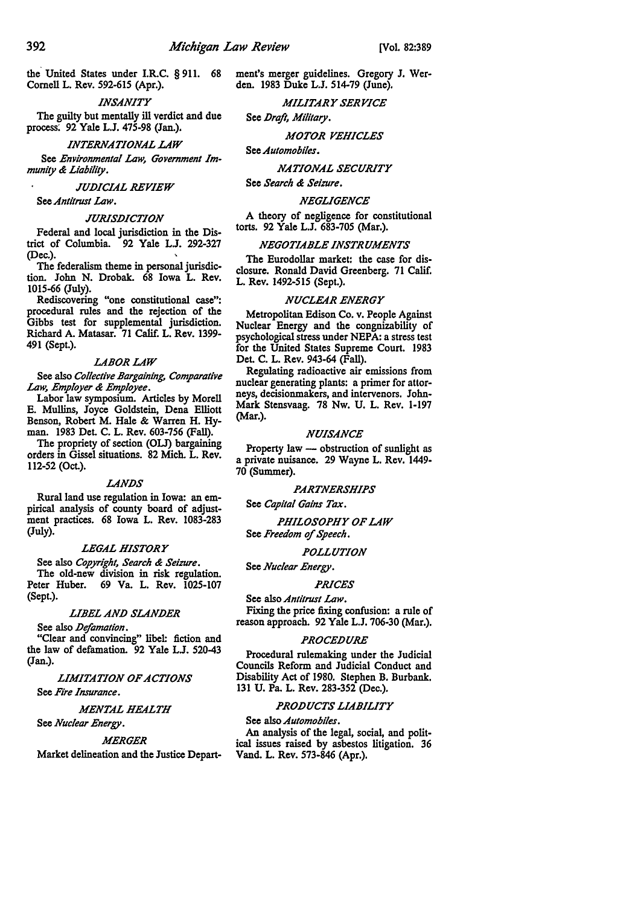the United States under I.R.C. § 911. 68 Cornell L. Rev. 592-615 (Apr.).

*INSANITY*

The guilty but mentally ill verdict and due process. 92 Yale L.J. 475-98 (Jan.).

*INTERNATIONAL LAW*

See *Environmental Law, Government Immunity & Liability*.

*JUDICIAL REVIEW*

See *Antitrust Law*.

*JURISDICTION*

Federal and local jurisdiction in the District of Columbia. 92 Yale L.J. 292-327 (Dec.).

The federalism theme in personal jurisdiction. John N. Drobak. 68 Iowa L. Rev. 1015-66 (July).

Rediscovering "one constitutional case": procedural rules and the rejection of the Gibbs test for supplemental jurisdiction. Richard A. Matasar. 71 Calif. L. Rev. 1399-491 (Sept.).

*LABOR LAW*

See also *Collective Bargaining, Comparative Law, Employer & Employee*.

Labor law symposium. Articles by Morell E. Mullins, Joyce Goldstein, Dena Elliott Benson, Robert M. Hale & Warren H. Hyman. 1983 Det. C. L. Rev. 603-756 (Fall).

The propriety of section (OLJ) bargaining orders in Gissel situations. 82 Mich. L. Rev. 112-52 (Oct.).

*LANDS*

Rural land use regulation in Iowa: an empirical analysis of county board of adjustment practices. 68 Iowa L. Rev. 1083-283 (July).

*LEGAL HISTORY*

See also *Copyright, Search & Seizure*.

The old-new division in risk regulation. Peter Huber. 69 Va. L. Rev. 1025-107 (Sept.).

*LIBEL AND SLANDER*

See also *Defamation*.

"Clear and convincing" libel: fiction and the law of defamation. 92 Yale L.J. 520-43 (Jan.).

*LIMITATION OF ACTIONS*

See *Fire Insurance*.

*MENTAL HEALTH*

See *Nuclear Energy*.

*MERGER*

Market delineation and the Justice Department's merger guidelines. Gregory J. Werden. 1983 Duke L.J. 514-79 (June).

*MILITARY SERVICE*

See *Draft, Military*.

*MOTOR VEHICLES*

See *Automobiles*.

*NATIONAL SECURITY*

See *Search & Seizure*.

*NEGLIGENCE*

A theory of negligence for constitutional torts. 92 Yale L.J. 683-705 (Mar.).

*NEGOTIABLE INSTRUMENTS*

The Eurodollar market: the case for disclosure. Ronald David Greenberg. 71 Calif. L. Rev. 1492-515 (Sept.).

*NUCLEAR ENERGY*

Metropolitan Edison Co. v. People Against Nuclear Energy and the cognizability of psychological stress under NEPA: a stress test for the United States Supreme Court. 1983 Det. C. L. Rev. 943-64 (Fall).

Regulating radioactive air emissions from nuclear generating plants: a primer for attorneys, decisionmakers, and intervenors. John-Mark Stensvaag. 78 Nw. U. L. Rev. 1-197 (Mar.).

*NUISANCE*

Property law — obstruction of sunlight as a private nuisance. 29 Wayne L. Rev. 1449-70 (Summer).

*PARTNERSHIPS*

See *Capital Gains Tax*.

*PHILOSOPHY OF LAW*

See *Freedom of Speech*.

*POLLUTION*

See *Nuclear Energy*.

*PRICES*

See also *Antitrust Law*.

Fixing the price fixing confusion: a rule of reason approach. 92 Yale L.J. 706-30 (Mar.).

*PROCEDURE*

Procedural rulemaking under the Judicial Councils Reform and Judicial Conduct and Disability Act of 1980. Stephen B. Burbank. 131 U. Pa. L. Rev. 283-352 (Dec.).

*PRODUCTS LIABILITY*

See also *Automobiles*.

An analysis of the legal, social, and political issues raised by asbestos litigation. 36 Vand. L. Rev. 573-846 (Apr.).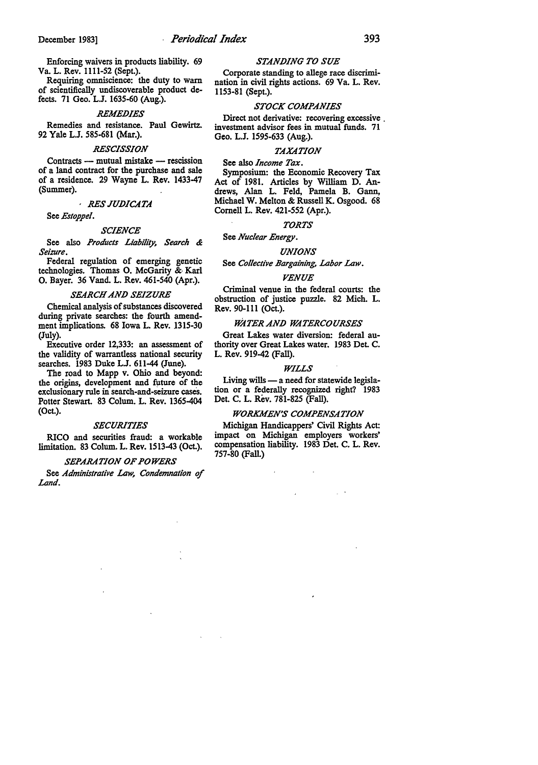Enforcing waivers in products liability. 69 Va. L. Rev. 1111-52 (Sept.).

Requiring omniscience: the duty to warn of scientifically undiscoverable product defects. 71 Geo. L.J. 1635-60 (Aug.).

### *REMEDIES*

Remedies and resistance. Paul Gewirtz. 92 Yale L.J. 585-681 (Mar.).

### *RESCISSION*

Contracts — mutual mistake — rescission of a land contract for the purchase and sale of a residence. 29 Wayne L. Rev. 1433-47 (Summer).

### *RES JUDICATA*

See *Estoppel*.

### *SCIENCE*

See also *Products Liability, Search & Seizure*.

Federal regulation of emerging genetic technologies. Thomas O. McGarity & Karl O. Bayer. 36 Vand. L. Rev. 461-540 (Apr.).

### *SEARCH AND SEIZURE*

Chemical analysis of substances discovered during private searches: the fourth amendment implications. 68 Iowa L. Rev. 1315-30 (July).

Executive order 12,333: an assessment of the validity of warrantless national security searches. 1983 Duke L.J. 611-44 (June).

The road to Mapp v. Ohio and beyond: the origins, development and future of the exclusionary rule in search-and-seizure cases. Potter Stewart. 83 Colum. L. Rev. 1365-404 (Oct.).

### *SECURITIES*

RICO and securities fraud: a workable limitation. 83 Colum. L. Rev. 1513-43 (Oct.).

### *SEPARATION OF POWERS*

See *Administrative Law, Condemnation of Land*.

### *STANDING TO SUE*

Corporate standing to allege race discrimination in civil rights actions. 69 Va. L. Rev. 1153-81 (Sept.).

### *STOCK COMPANIES*

Direct not derivative: recovering excessive investment advisor fees in mutual funds. 71 Geo. L.J. 1595-633 (Aug.).

### *TAXATION*

See also *Income Tax*.

Symposium: the Economic Recovery Tax Act of 1981. Articles by William D. Andrews, Alan L. Feld, Pamela B. Gann, Michael W. Melton & Russell K. Osgood. 68 Cornell L. Rev. 421-552 (Apr.).

### *TORTS*

See *Nuclear Energy*.

### *UNIONS*

See *Collective Bargaining, Labor Law*.

### *VENUE*

Criminal venue in the federal courts: the obstruction of justice puzzle. 82 Mich. L. Rev. 90-111 (Oct.).

### *WATER AND WATERCOURSES*

Great Lakes water diversion: federal authority over Great Lakes water. 1983 Det. C. L. Rev. 919-42 (Fall).

### *WILLS*

Living wills — a need for statewide legislation or a federally recognized right? 1983 Det. C. L. Rev. 781-825 (Fall).

### *WORKMEN'S COMPENSATION*

Michigan Handicappers' Civil Rights Act: impact on Michigan employers workers' compensation liability. 1983 Det. C. L. Rev. 757-80 (Fall.)